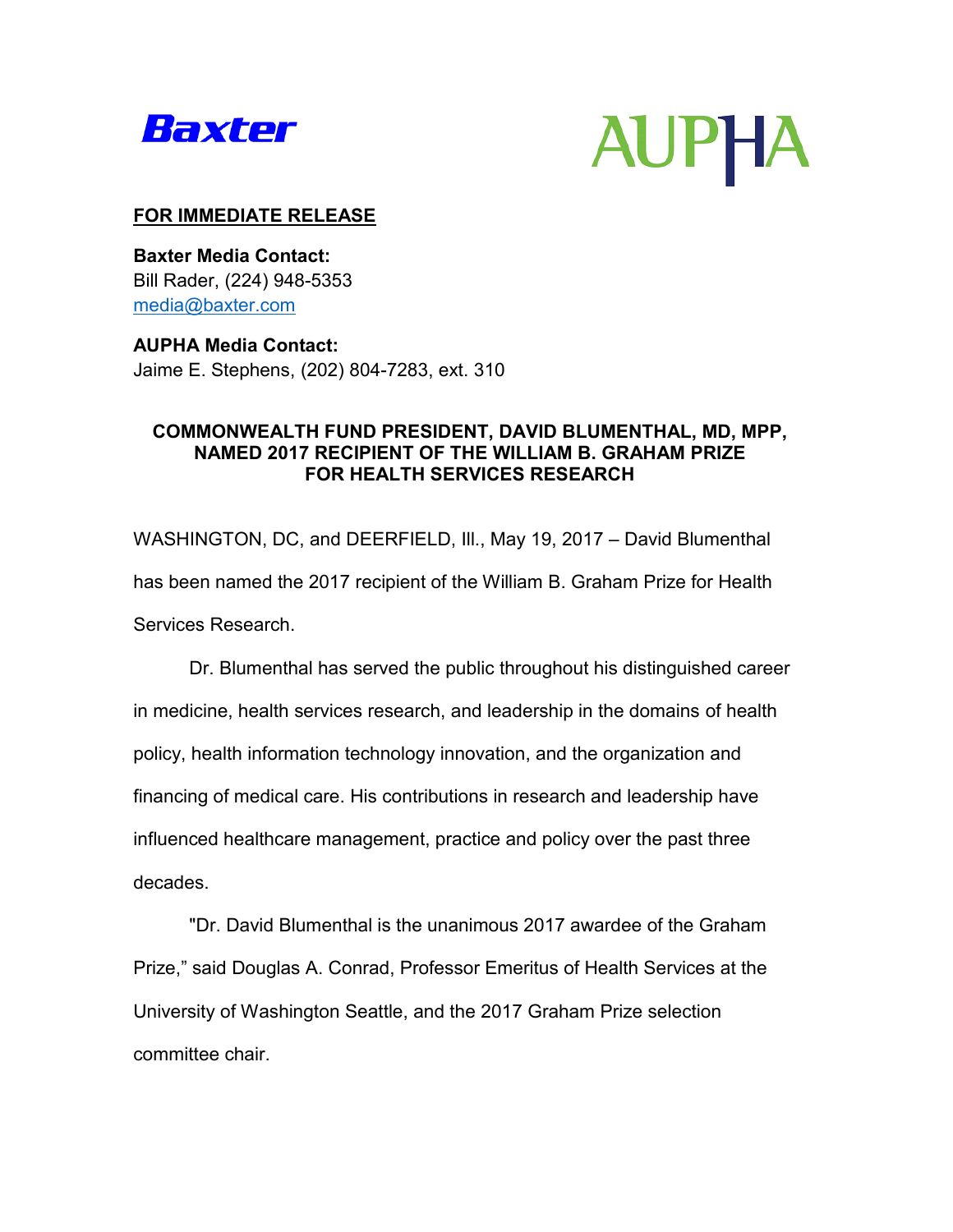Baxter

AUPHA

**FOR IMMEDIATE RELEASE**

**Baxter Media Contact:**
Bill Rader, (224) 948-5353
media@baxter.com

**AUPHA Media Contact:**
Jaime E. Stephens, (202) 804-7283, ext. 310

**COMMONWEALTH FUND PRESIDENT, DAVID BLUMENTHAL, MD, MPP, NAMED 2017 RECIPIENT OF THE WILLIAM B. GRAHAM PRIZE FOR HEALTH SERVICES RESEARCH**

WASHINGTON, DC, and DEERFIELD, Ill., May 19, 2017 – David Blumenthal has been named the 2017 recipient of the William B. Graham Prize for Health Services Research.

Dr. Blumenthal has served the public throughout his distinguished career in medicine, health services research, and leadership in the domains of health policy, health information technology innovation, and the organization and financing of medical care. His contributions in research and leadership have influenced healthcare management, practice and policy over the past three decades.

"Dr. David Blumenthal is the unanimous 2017 awardee of the Graham Prize," said Douglas A. Conrad, Professor Emeritus of Health Services at the University of Washington Seattle, and the 2017 Graham Prize selection committee chair.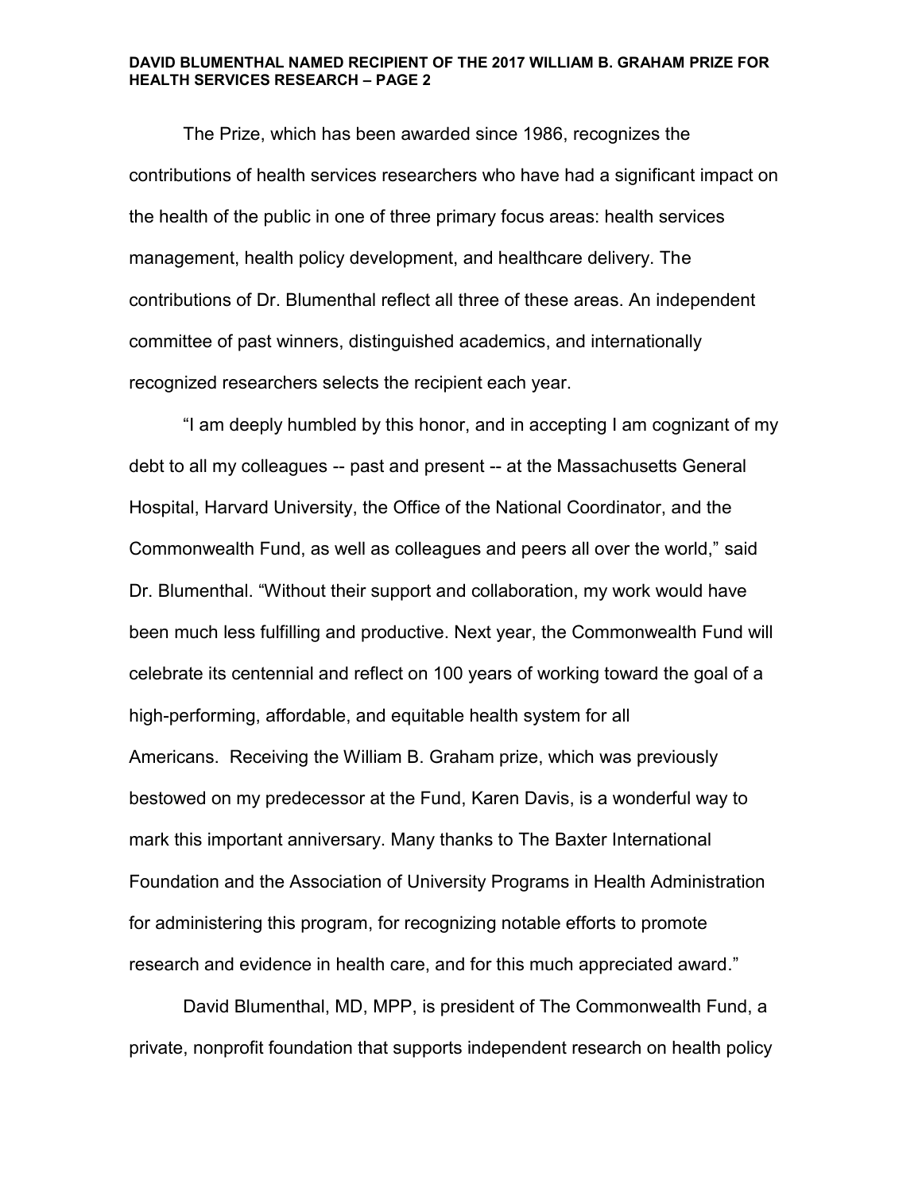The Prize, which has been awarded since 1986, recognizes the contributions of health services researchers who have had a significant impact on the health of the public in one of three primary focus areas: health services management, health policy development, and healthcare delivery. The contributions of Dr. Blumenthal reflect all three of these areas. An independent committee of past winners, distinguished academics, and internationally recognized researchers selects the recipient each year.

"I am deeply humbled by this honor, and in accepting I am cognizant of my debt to all my colleagues -- past and present -- at the Massachusetts General Hospital, Harvard University, the Office of the National Coordinator, and the Commonwealth Fund, as well as colleagues and peers all over the world," said Dr. Blumenthal. "Without their support and collaboration, my work would have been much less fulfilling and productive. Next year, the Commonwealth Fund will celebrate its centennial and reflect on 100 years of working toward the goal of a high-performing, affordable, and equitable health system for all Americans. Receiving the William B. Graham prize, which was previously bestowed on my predecessor at the Fund, Karen Davis, is a wonderful way to mark this important anniversary. Many thanks to The Baxter International Foundation and the Association of University Programs in Health Administration for administering this program, for recognizing notable efforts to promote research and evidence in health care, and for this much appreciated award."

David Blumenthal, MD, MPP, is president of The Commonwealth Fund, a private, nonprofit foundation that supports independent research on health policy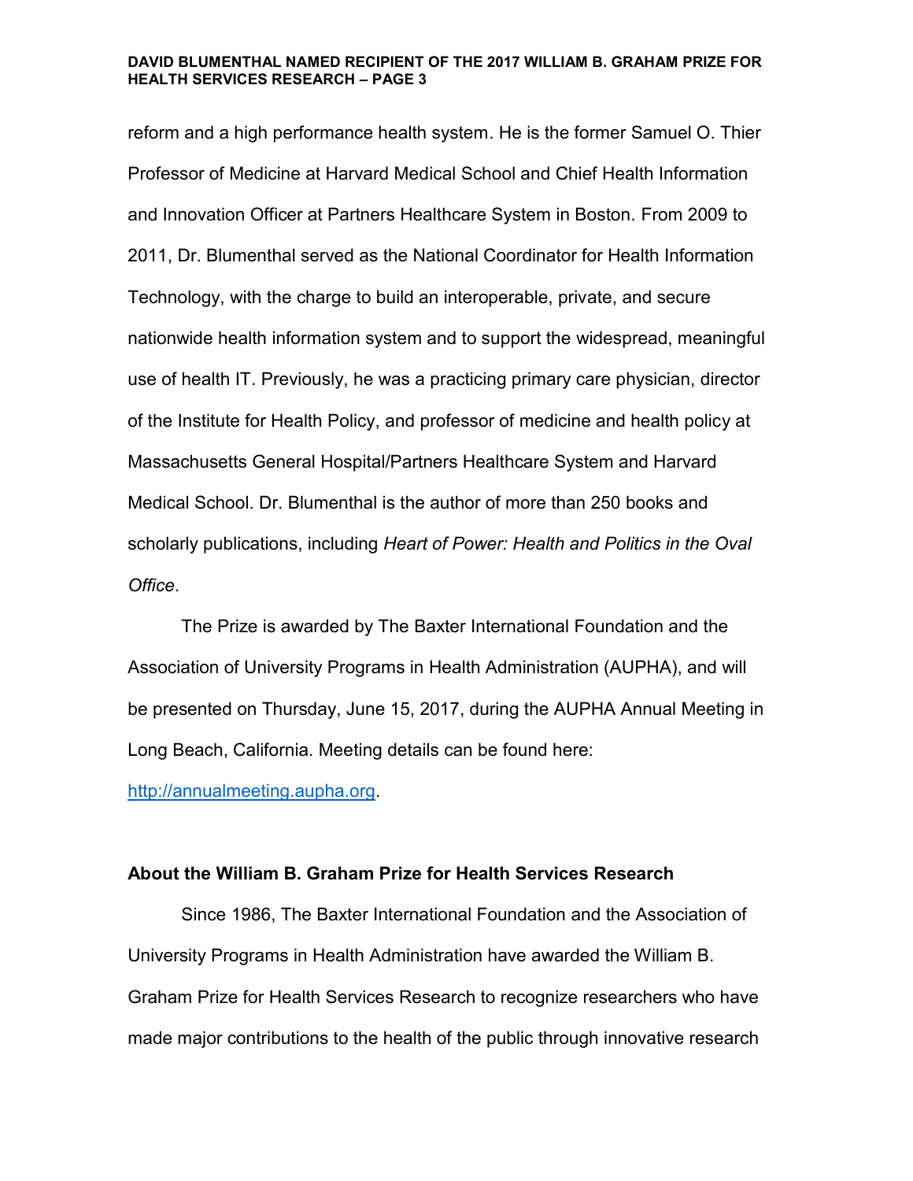reform and a high performance health system. He is the former Samuel O. Thier Professor of Medicine at Harvard Medical School and Chief Health Information and Innovation Officer at Partners Healthcare System in Boston. From 2009 to 2011, Dr. Blumenthal served as the National Coordinator for Health Information Technology, with the charge to build an interoperable, private, and secure nationwide health information system and to support the widespread, meaningful use of health IT. Previously, he was a practicing primary care physician, director of the Institute for Health Policy, and professor of medicine and health policy at Massachusetts General Hospital/Partners Healthcare System and Harvard Medical School. Dr. Blumenthal is the author of more than 250 books and scholarly publications, including *Heart of Power: Health and Politics in the Oval Office*.

The Prize is awarded by The Baxter International Foundation and the Association of University Programs in Health Administration (AUPHA), and will be presented on Thursday, June 15, 2017, during the AUPHA Annual Meeting in Long Beach, California. Meeting details can be found here: [http://annualmeeting.aupha.org](http://annualmeeting.aupha.org).

## About the William B. Graham Prize for Health Services Research

Since 1986, The Baxter International Foundation and the Association of University Programs in Health Administration have awarded the William B. Graham Prize for Health Services Research to recognize researchers who have made major contributions to the health of the public through innovative research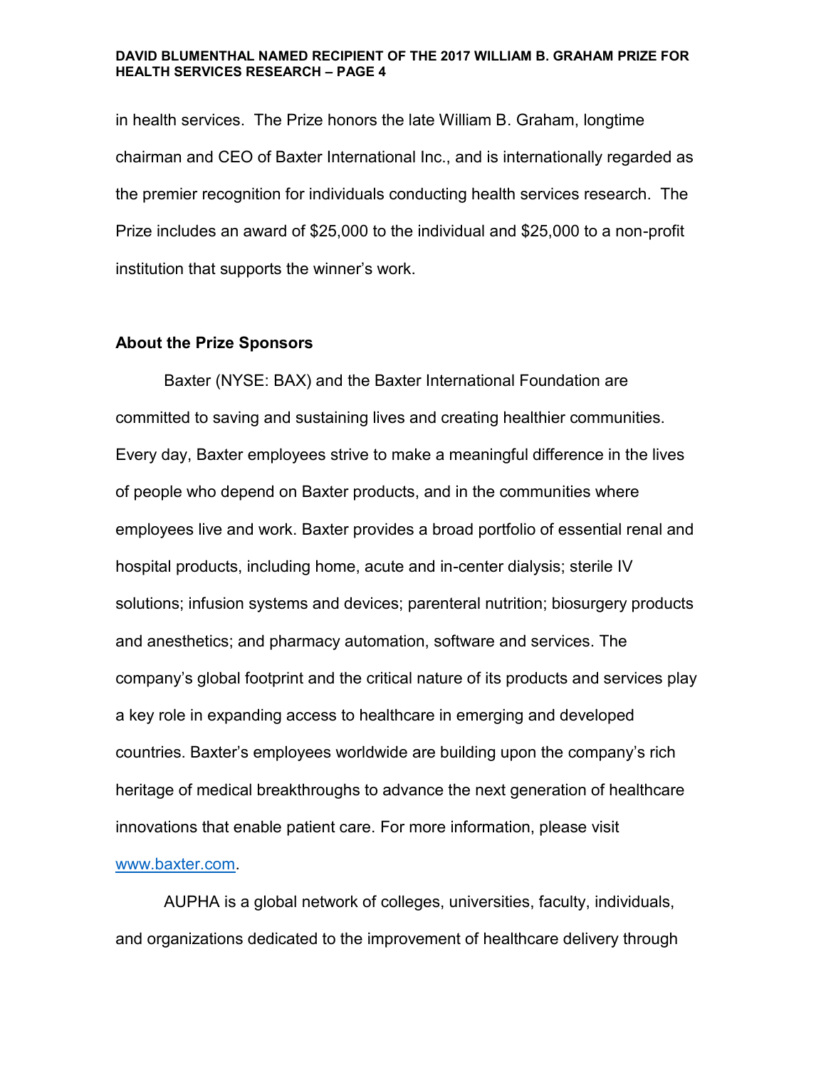in health services.  The Prize honors the late William B. Graham, longtime chairman and CEO of Baxter International Inc., and is internationally regarded as the premier recognition for individuals conducting health services research.  The Prize includes an award of $25,000 to the individual and $25,000 to a non-profit institution that supports the winner's work.

**About the Prize Sponsors**

Baxter (NYSE: BAX) and the Baxter International Foundation are committed to saving and sustaining lives and creating healthier communities. Every day, Baxter employees strive to make a meaningful difference in the lives of people who depend on Baxter products, and in the communities where employees live and work. Baxter provides a broad portfolio of essential renal and hospital products, including home, acute and in-center dialysis; sterile IV solutions; infusion systems and devices; parenteral nutrition; biosurgery products and anesthetics; and pharmacy automation, software and services. The company's global footprint and the critical nature of its products and services play a key role in expanding access to healthcare in emerging and developed countries. Baxter's employees worldwide are building upon the company's rich heritage of medical breakthroughs to advance the next generation of healthcare innovations that enable patient care. For more information, please visit www.baxter.com.

AUPHA is a global network of colleges, universities, faculty, individuals, and organizations dedicated to the improvement of healthcare delivery through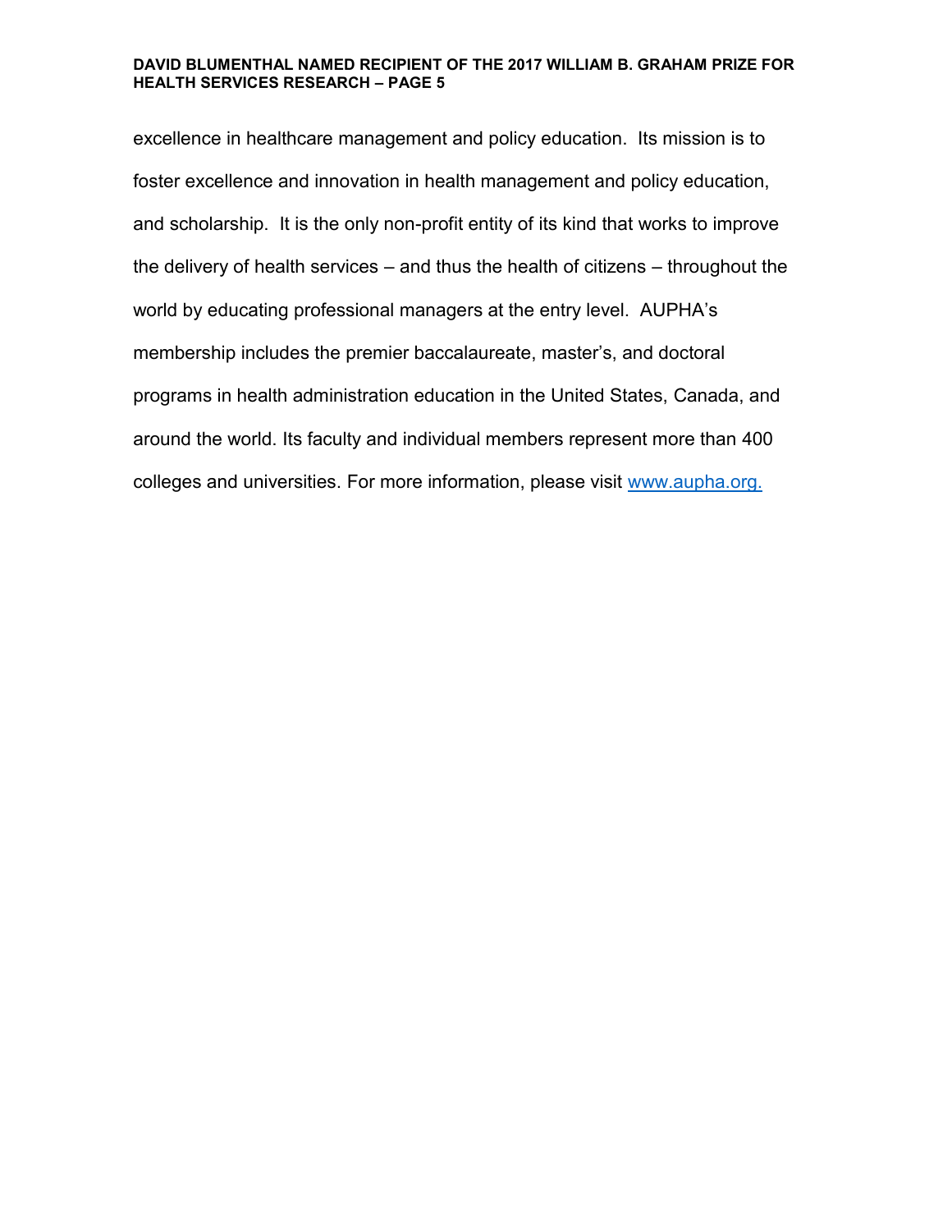excellence in healthcare management and policy education. Its mission is to foster excellence and innovation in health management and policy education, and scholarship. It is the only non-profit entity of its kind that works to improve the delivery of health services – and thus the health of citizens – throughout the world by educating professional managers at the entry level. AUPHA's membership includes the premier baccalaureate, master's, and doctoral programs in health administration education in the United States, Canada, and around the world. Its faculty and individual members represent more than 400 colleges and universities. For more information, please visit www.aupha.org.